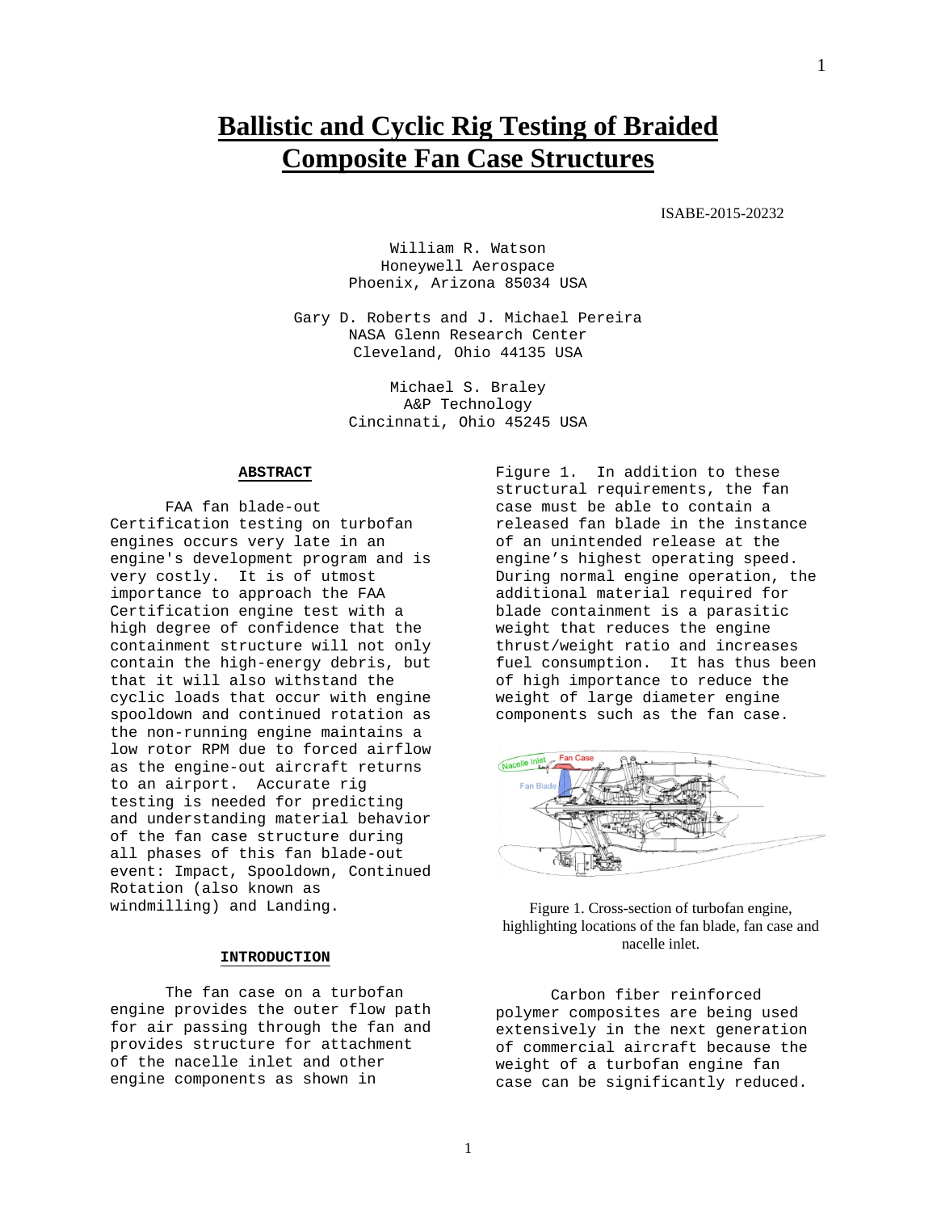# Ballistic and Cyclic Rig Testing of Braided Composite Fan Case Structures

ISABE-2015-20232

William R. Watson
Honeywell Aerospace
Phoenix, Arizona 85034 USA

Gary D. Roberts and J. Michael Pereira
NASA Glenn Research Center
Cleveland, Ohio 44135 USA

Michael S. Braley
A&P Technology
Cincinnati, Ohio 45245 USA

## ABSTRACT

FAA fan blade-out Certification testing on turbofan engines occurs very late in an engine's development program and is very costly. It is of utmost importance to approach the FAA Certification engine test with a high degree of confidence that the containment structure will not only contain the high-energy debris, but that it will also withstand the cyclic loads that occur with engine spooldown and continued rotation as the non-running engine maintains a low rotor RPM due to forced airflow as the engine-out aircraft returns to an airport. Accurate rig testing is needed for predicting and understanding material behavior of the fan case structure during all phases of this fan blade-out event: Impact, Spooldown, Continued Rotation (also known as windmilling) and Landing.

## INTRODUCTION

The fan case on a turbofan engine provides the outer flow path for air passing through the fan and provides structure for attachment of the nacelle inlet and other engine components as shown in Figure 1. In addition to these structural requirements, the fan case must be able to contain a released fan blade in the instance of an unintended release at the engine's highest operating speed. During normal engine operation, the additional material required for blade containment is a parasitic weight that reduces the engine thrust/weight ratio and increases fuel consumption. It has thus been of high importance to reduce the weight of large diameter engine components such as the fan case.

Figure 1. Cross-section of turbofan engine, highlighting locations of the fan blade, fan case and nacelle inlet.

Carbon fiber reinforced polymer composites are being used extensively in the next generation of commercial aircraft because the weight of a turbofan engine fan case can be significantly reduced.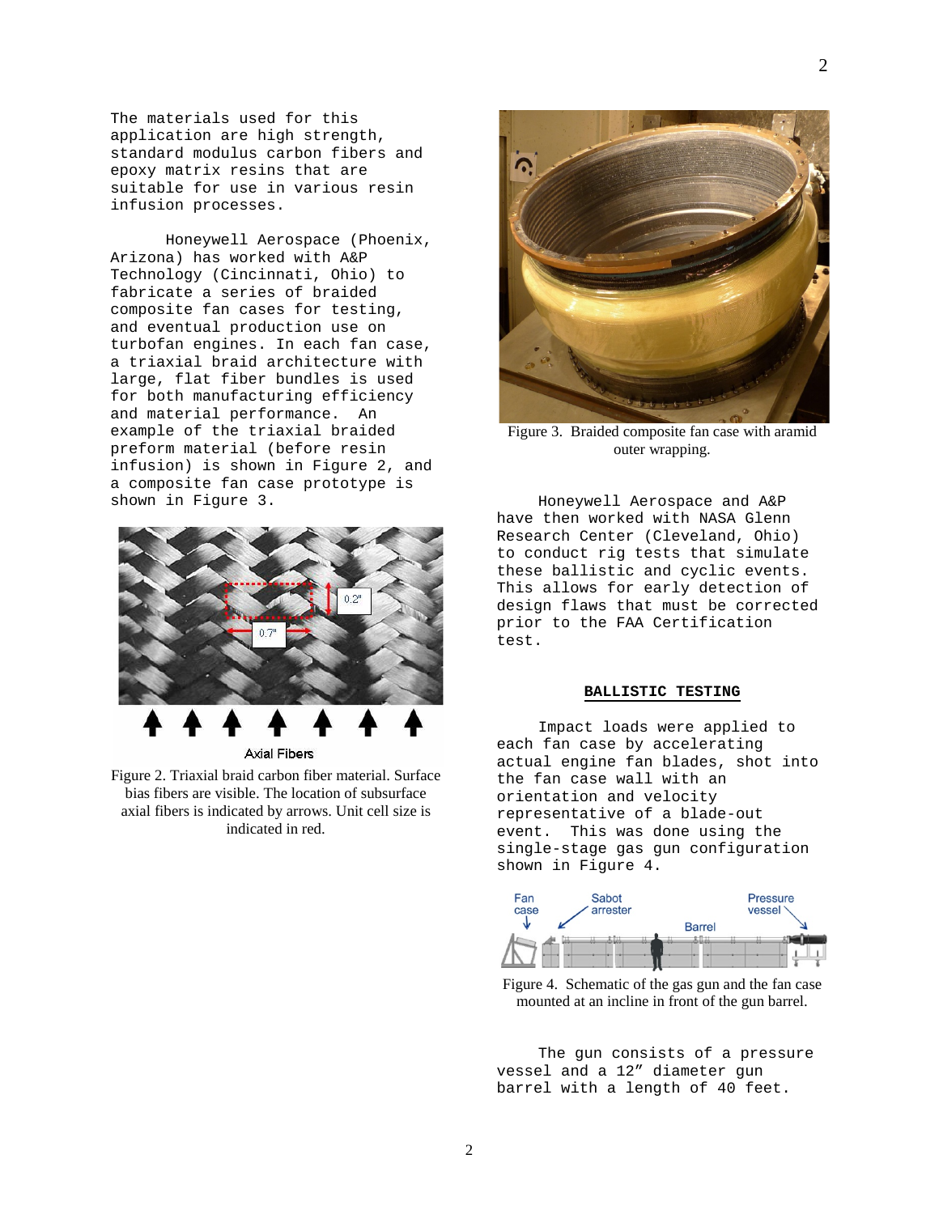The materials used for this application are high strength, standard modulus carbon fibers and epoxy matrix resins that are suitable for use in various resin infusion processes.

Honeywell Aerospace (Phoenix, Arizona) has worked with A&P Technology (Cincinnati, Ohio) to fabricate a series of braided composite fan cases for testing, and eventual production use on turbofan engines. In each fan case, a triaxial braid architecture with large, flat fiber bundles is used for both manufacturing efficiency and material performance. An example of the triaxial braided preform material (before resin infusion) is shown in Figure 2, and a composite fan case prototype is shown in Figure 3.

Figure 2. Triaxial braid carbon fiber material. Surface bias fibers are visible. The location of subsurface axial fibers is indicated by arrows. Unit cell size is indicated in red.

Figure 3. Braided composite fan case with aramid outer wrapping.

Honeywell Aerospace and A&P have then worked with NASA Glenn Research Center (Cleveland, Ohio) to conduct rig tests that simulate these ballistic and cyclic events. This allows for early detection of design flaws that must be corrected prior to the FAA Certification test.

## BALLISTIC TESTING

Impact loads were applied to each fan case by accelerating actual engine fan blades, shot into the fan case wall with an orientation and velocity representative of a blade-out event. This was done using the single-stage gas gun configuration shown in Figure 4.

Figure 4. Schematic of the gas gun and the fan case mounted at an incline in front of the gun barrel.

The gun consists of a pressure vessel and a 12" diameter gun barrel with a length of 40 feet.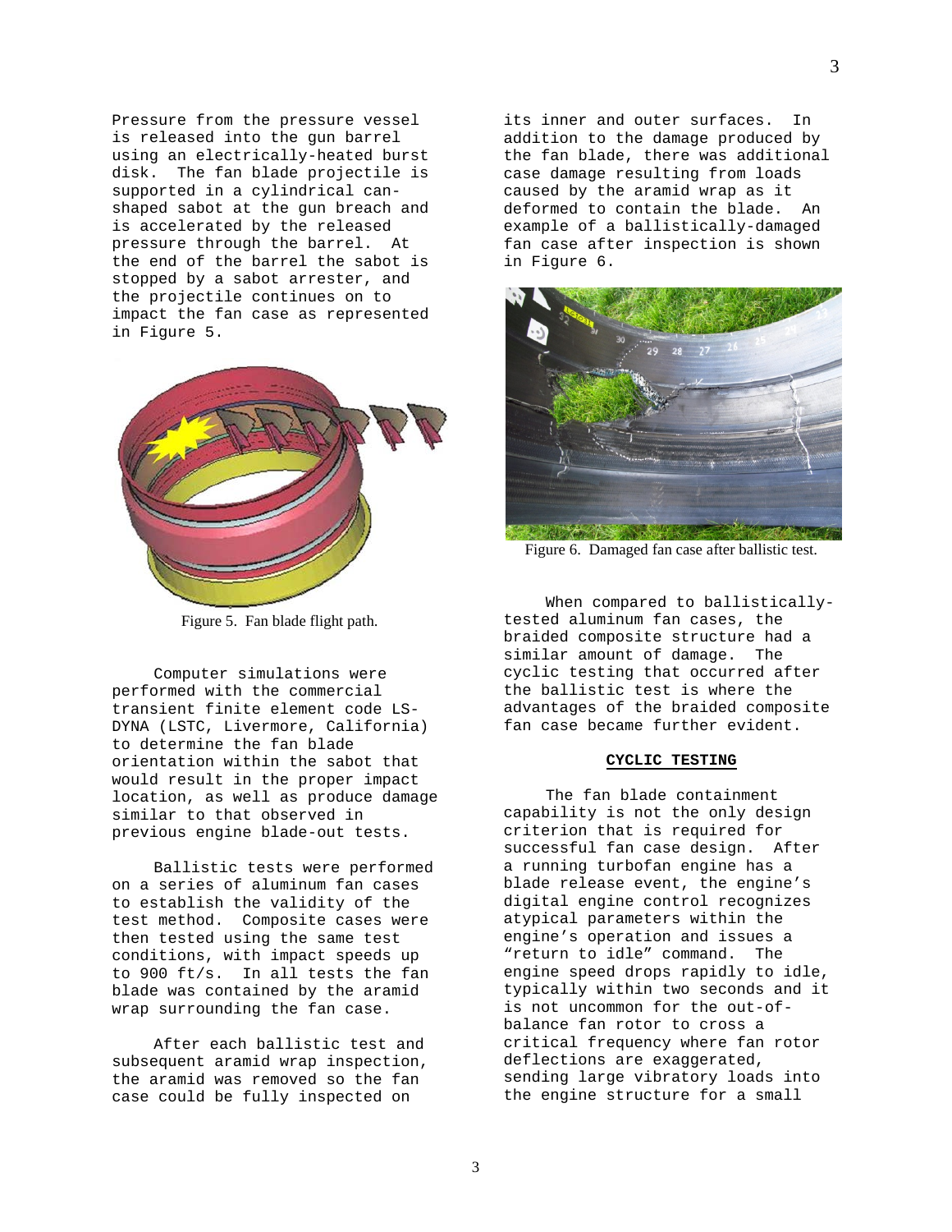Pressure from the pressure vessel is released into the gun barrel using an electrically-heated burst disk. The fan blade projectile is supported in a cylindrical can-shaped sabot at the gun breach and is accelerated by the released pressure through the barrel. At the end of the barrel the sabot is stopped by a sabot arrester, and the projectile continues on to impact the fan case as represented in Figure 5.

Figure 5. Fan blade flight path.

Computer simulations were performed with the commercial transient finite element code LS-DYNA (LSTC, Livermore, California) to determine the fan blade orientation within the sabot that would result in the proper impact location, as well as produce damage similar to that observed in previous engine blade-out tests.

Ballistic tests were performed on a series of aluminum fan cases to establish the validity of the test method. Composite cases were then tested using the same test conditions, with impact speeds up to 900 ft/s. In all tests the fan blade was contained by the aramid wrap surrounding the fan case.

After each ballistic test and subsequent aramid wrap inspection, the aramid was removed so the fan case could be fully inspected on its inner and outer surfaces. In addition to the damage produced by the fan blade, there was additional case damage resulting from loads caused by the aramid wrap as it deformed to contain the blade. An example of a ballistically-damaged fan case after inspection is shown in Figure 6.

Figure 6. Damaged fan case after ballistic test.

When compared to ballistically-tested aluminum fan cases, the braided composite structure had a similar amount of damage. The cyclic testing that occurred after the ballistic test is where the advantages of the braided composite fan case became further evident.

## CYCLIC TESTING

The fan blade containment capability is not the only design criterion that is required for successful fan case design. After a running turbofan engine has a blade release event, the engine's digital engine control recognizes atypical parameters within the engine's operation and issues a "return to idle" command. The engine speed drops rapidly to idle, typically within two seconds and it is not uncommon for the out-of-balance fan rotor to cross a critical frequency where fan rotor deflections are exaggerated, sending large vibratory loads into the engine structure for a small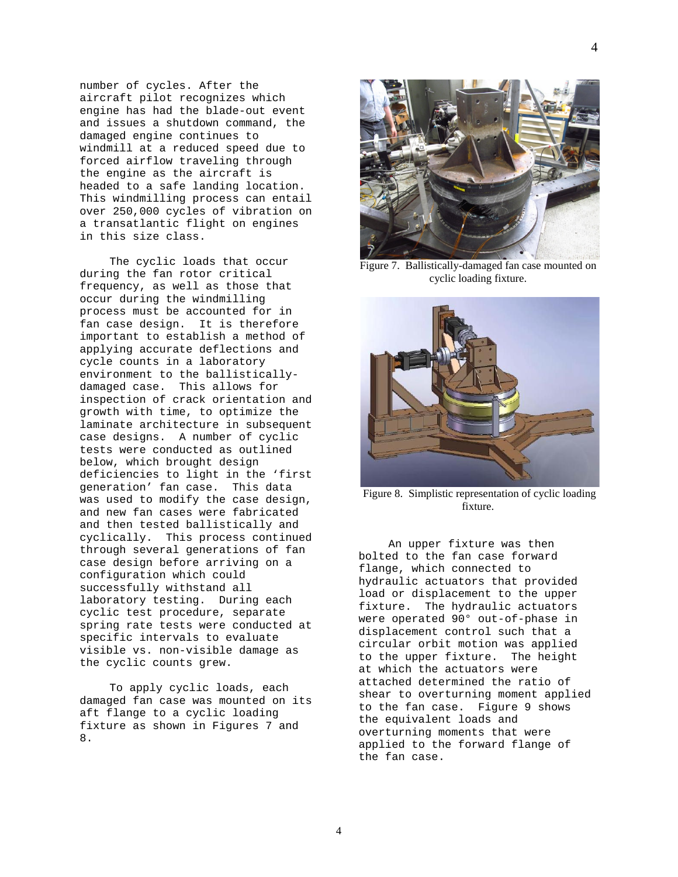number of cycles. After the aircraft pilot recognizes which engine has had the blade-out event and issues a shutdown command, the damaged engine continues to windmill at a reduced speed due to forced airflow traveling through the engine as the aircraft is headed to a safe landing location. This windmilling process can entail over 250,000 cycles of vibration on a transatlantic flight on engines in this size class.

The cyclic loads that occur during the fan rotor critical frequency, as well as those that occur during the windmilling process must be accounted for in fan case design. It is therefore important to establish a method of applying accurate deflections and cycle counts in a laboratory environment to the ballistically-damaged case. This allows for inspection of crack orientation and growth with time, to optimize the laminate architecture in subsequent case designs. A number of cyclic tests were conducted as outlined below, which brought design deficiencies to light in the 'first generation' fan case. This data was used to modify the case design, and new fan cases were fabricated and then tested ballistically and cyclically. This process continued through several generations of fan case design before arriving on a configuration which could successfully withstand all laboratory testing. During each cyclic test procedure, separate spring rate tests were conducted at specific intervals to evaluate visible vs. non-visible damage as the cyclic counts grew.

To apply cyclic loads, each damaged fan case was mounted on its aft flange to a cyclic loading fixture as shown in Figures 7 and 8.

Figure 7. Ballistically-damaged fan case mounted on cyclic loading fixture.

Figure 8. Simplistic representation of cyclic loading fixture.

An upper fixture was then bolted to the fan case forward flange, which connected to hydraulic actuators that provided load or displacement to the upper fixture. The hydraulic actuators were operated 90° out-of-phase in displacement control such that a circular orbit motion was applied to the upper fixture. The height at which the actuators were attached determined the ratio of shear to overturning moment applied to the fan case. Figure 9 shows the equivalent loads and overturning moments that were applied to the forward flange of the fan case.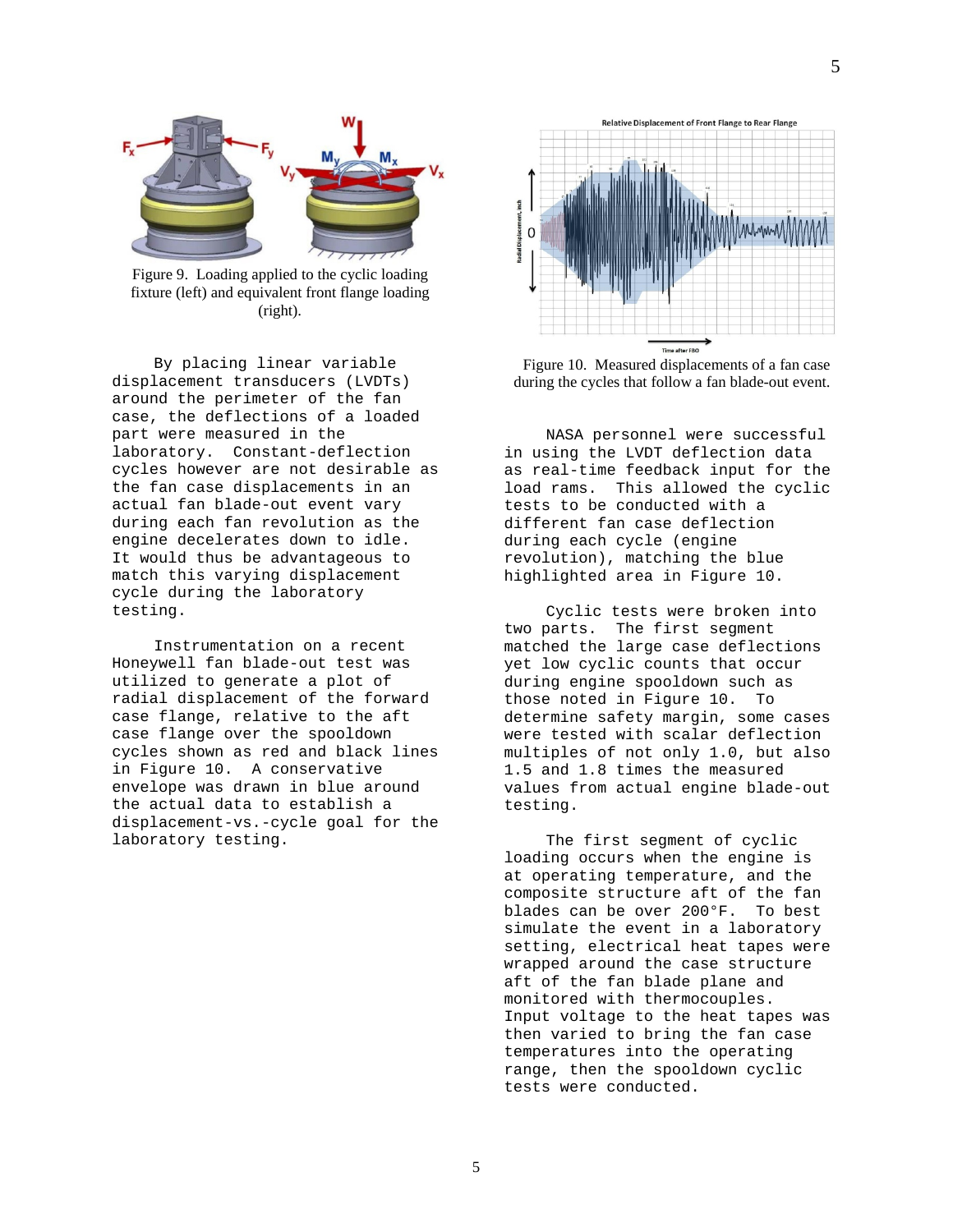Figure 9. Loading applied to the cyclic loading fixture (left) and equivalent front flange loading (right).

By placing linear variable displacement transducers (LVDTs) around the perimeter of the fan case, the deflections of a loaded part were measured in the laboratory. Constant-deflection cycles however are not desirable as the fan case displacements in an actual fan blade-out event vary during each fan revolution as the engine decelerates down to idle. It would thus be advantageous to match this varying displacement cycle during the laboratory testing.

Instrumentation on a recent Honeywell fan blade-out test was utilized to generate a plot of radial displacement of the forward case flange, relative to the aft case flange over the spooldown cycles shown as red and black lines in Figure 10. A conservative envelope was drawn in blue around the actual data to establish a displacement-vs.-cycle goal for the laboratory testing.

Figure 10. Measured displacements of a fan case during the cycles that follow a fan blade-out event.

NASA personnel were successful in using the LVDT deflection data as real-time feedback input for the load rams. This allowed the cyclic tests to be conducted with a different fan case deflection during each cycle (engine revolution), matching the blue highlighted area in Figure 10.

Cyclic tests were broken into two parts. The first segment matched the large case deflections yet low cyclic counts that occur during engine spooldown such as those noted in Figure 10. To determine safety margin, some cases were tested with scalar deflection multiples of not only 1.0, but also 1.5 and 1.8 times the measured values from actual engine blade-out testing.

The first segment of cyclic loading occurs when the engine is at operating temperature, and the composite structure aft of the fan blades can be over 200°F. To best simulate the event in a laboratory setting, electrical heat tapes were wrapped around the case structure aft of the fan blade plane and monitored with thermocouples. Input voltage to the heat tapes was then varied to bring the fan case temperatures into the operating range, then the spooldown cyclic tests were conducted.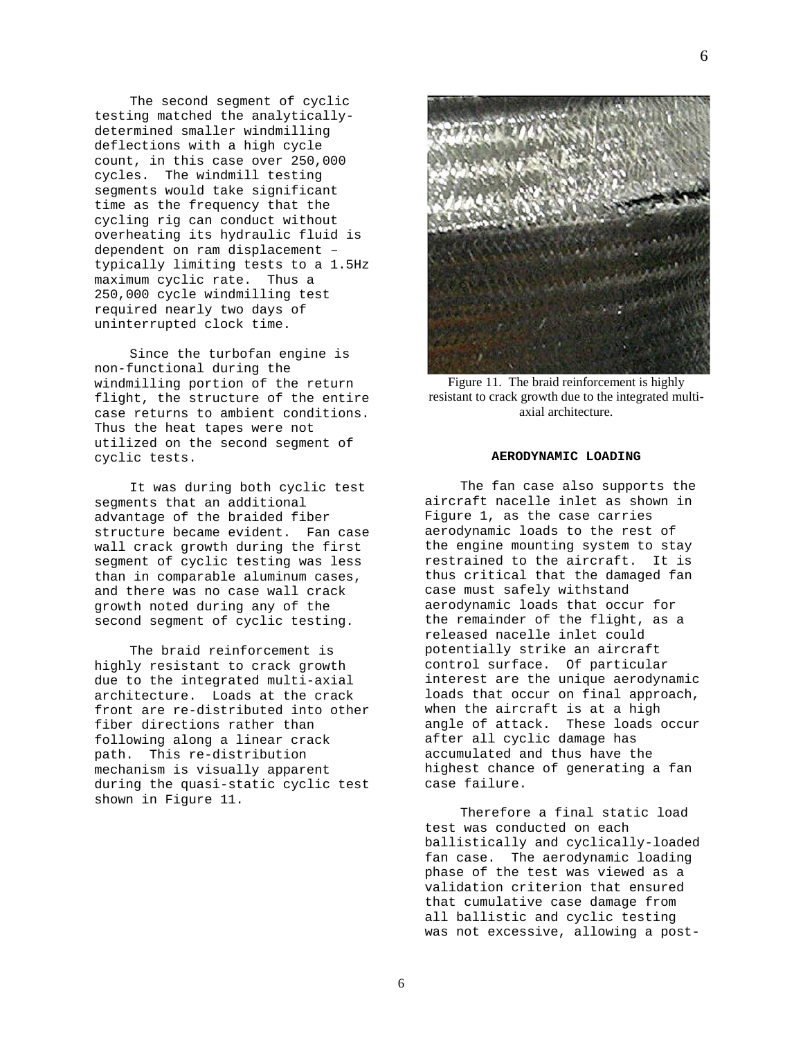The second segment of cyclic testing matched the analytically-determined smaller windmilling deflections with a high cycle count, in this case over 250,000 cycles. The windmill testing segments would take significant time as the frequency that the cycling rig can conduct without overheating its hydraulic fluid is dependent on ram displacement – typically limiting tests to a 1.5Hz maximum cyclic rate. Thus a 250,000 cycle windmilling test required nearly two days of uninterrupted clock time.

Since the turbofan engine is non-functional during the windmilling portion of the return flight, the structure of the entire case returns to ambient conditions. Thus the heat tapes were not utilized on the second segment of cyclic tests.

It was during both cyclic test segments that an additional advantage of the braided fiber structure became evident. Fan case wall crack growth during the first segment of cyclic testing was less than in comparable aluminum cases, and there was no case wall crack growth noted during any of the second segment of cyclic testing.

The braid reinforcement is highly resistant to crack growth due to the integrated multi-axial architecture. Loads at the crack front are re-distributed into other fiber directions rather than following along a linear crack path. This re-distribution mechanism is visually apparent during the quasi-static cyclic test shown in Figure 11.

Figure 11. The braid reinforcement is highly resistant to crack growth due to the integrated multi-axial architecture.

## AERODYNAMIC LOADING

The fan case also supports the aircraft nacelle inlet as shown in Figure 1, as the case carries aerodynamic loads to the rest of the engine mounting system to stay restrained to the aircraft. It is thus critical that the damaged fan case must safely withstand aerodynamic loads that occur for the remainder of the flight, as a released nacelle inlet could potentially strike an aircraft control surface. Of particular interest are the unique aerodynamic loads that occur on final approach, when the aircraft is at a high angle of attack. These loads occur after all cyclic damage has accumulated and thus have the highest chance of generating a fan case failure.

Therefore a final static load test was conducted on each ballistically and cyclically-loaded fan case. The aerodynamic loading phase of the test was viewed as a validation criterion that ensured that cumulative case damage from all ballistic and cyclic testing was not excessive, allowing a post-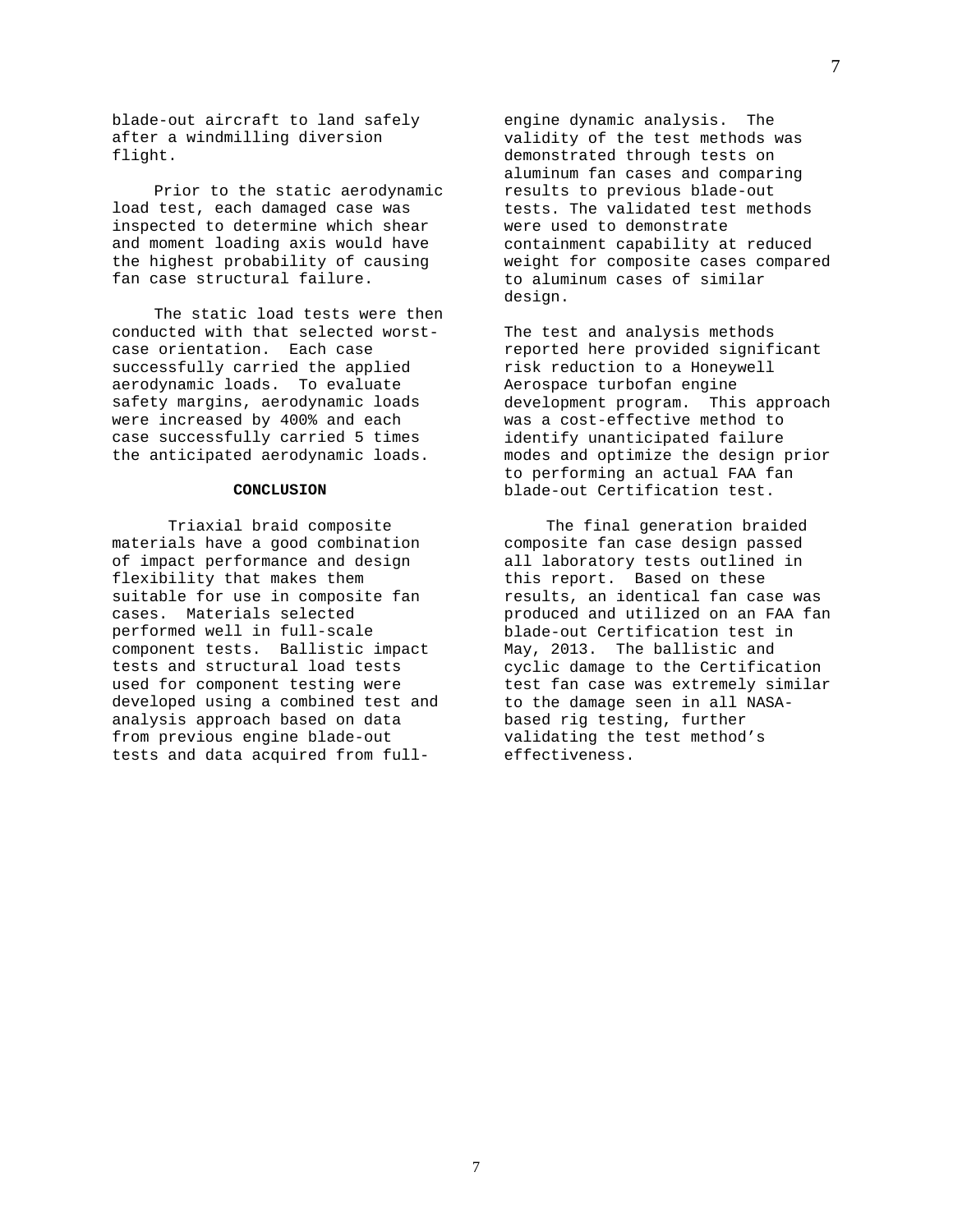blade-out aircraft to land safely after a windmilling diversion flight.

Prior to the static aerodynamic load test, each damaged case was inspected to determine which shear and moment loading axis would have the highest probability of causing fan case structural failure.

The static load tests were then conducted with that selected worst-case orientation. Each case successfully carried the applied aerodynamic loads. To evaluate safety margins, aerodynamic loads were increased by 400% and each case successfully carried 5 times the anticipated aerodynamic loads.

## CONCLUSION

Triaxial braid composite materials have a good combination of impact performance and design flexibility that makes them suitable for use in composite fan cases. Materials selected performed well in full-scale component tests. Ballistic impact tests and structural load tests used for component testing were developed using a combined test and analysis approach based on data from previous engine blade-out tests and data acquired from full-engine dynamic analysis. The validity of the test methods was demonstrated through tests on aluminum fan cases and comparing results to previous blade-out tests. The validated test methods were used to demonstrate containment capability at reduced weight for composite cases compared to aluminum cases of similar design.

The test and analysis methods reported here provided significant risk reduction to a Honeywell Aerospace turbofan engine development program. This approach was a cost-effective method to identify unanticipated failure modes and optimize the design prior to performing an actual FAA fan blade-out Certification test.

The final generation braided composite fan case design passed all laboratory tests outlined in this report. Based on these results, an identical fan case was produced and utilized on an FAA fan blade-out Certification test in May, 2013. The ballistic and cyclic damage to the Certification test fan case was extremely similar to the damage seen in all NASA-based rig testing, further validating the test method's effectiveness.